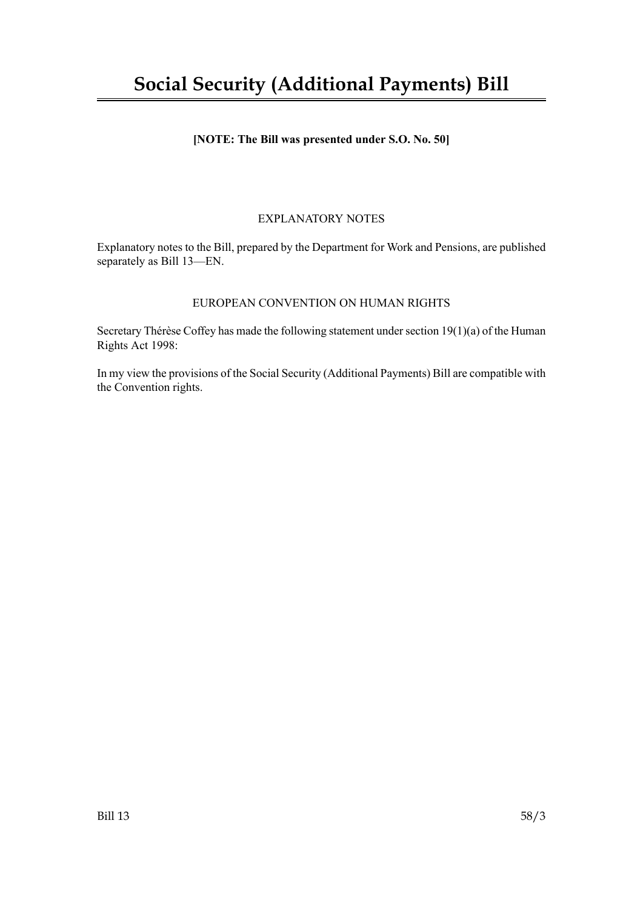# Social Security (Additional Payments) Bill

**[NOTE: The Bill was presented under S.O. No. 50]**

EXPLANATORY NOTES

Explanatory notes to the Bill, prepared by the Department for Work and Pensions, are published separately as Bill 13—EN.

EUROPEAN CONVENTION ON HUMAN RIGHTS

Secretary Thérèse Coffey has made the following statement under section 19(1)(a) of the Human Rights Act 1998:

In my view the provisions of the Social Security (Additional Payments) Bill are compatible with the Convention rights.

Bill 13 58/3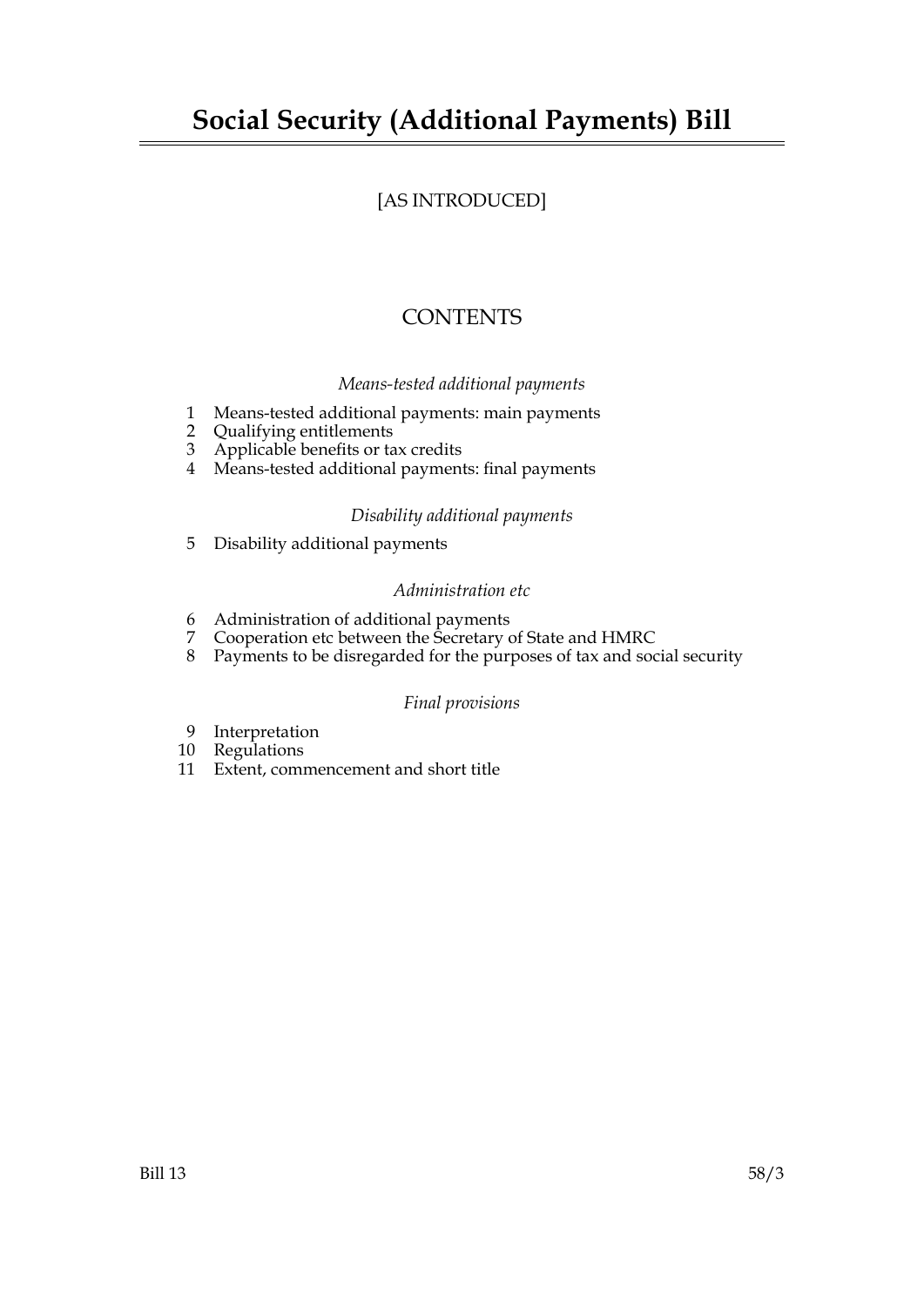# Social Security (Additional Payments) Bill

[AS INTRODUCED]

## CONTENTS

*Means-tested additional payments*

1 Means-tested additional payments: main payments
2 Qualifying entitlements
3 Applicable benefits or tax credits
4 Means-tested additional payments: final payments

*Disability additional payments*

5 Disability additional payments

*Administration etc*

6 Administration of additional payments
7 Cooperation etc between the Secretary of State and HMRC
8 Payments to be disregarded for the purposes of tax and social security

*Final provisions*

9 Interpretation
10 Regulations
11 Extent, commencement and short title

Bill 13 58/3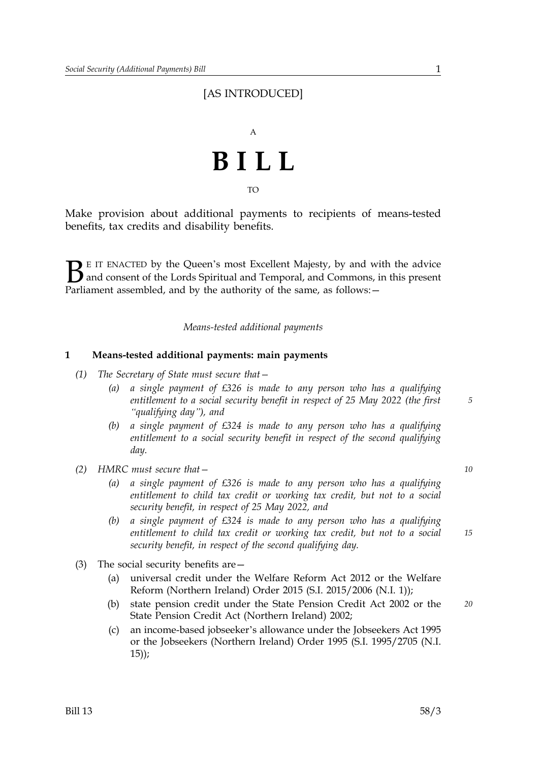[AS INTRODUCED]

A

# BILL

TO

Make provision about additional payments to recipients of means-tested benefits, tax credits and disability benefits.

BE IT ENACTED by the Queen's most Excellent Majesty, by and with the advice and consent of the Lords Spiritual and Temporal, and Commons, in this present Parliament assembled, and by the authority of the same, as follows:—

*Means-tested additional payments*

### 1 Means-tested additional payments: main payments

*(1) The Secretary of State must secure that—*

- *(a) a single payment of £326 is made to any person who has a qualifying entitlement to a social security benefit in respect of 25 May 2022 (the first "qualifying day"), and*
- *(b) a single payment of £324 is made to any person who has a qualifying entitlement to a social security benefit in respect of the second qualifying day.*

*(2) HMRC must secure that—*

- *(a) a single payment of £326 is made to any person who has a qualifying entitlement to child tax credit or working tax credit, but not to a social security benefit, in respect of 25 May 2022, and*
- *(b) a single payment of £324 is made to any person who has a qualifying entitlement to child tax credit or working tax credit, but not to a social security benefit, in respect of the second qualifying day.*

(3) The social security benefits are—

- (a) universal credit under the Welfare Reform Act 2012 or the Welfare Reform (Northern Ireland) Order 2015 (S.I. 2015/2006 (N.I. 1));
- (b) state pension credit under the State Pension Credit Act 2002 or the State Pension Credit Act (Northern Ireland) 2002;
- (c) an income-based jobseeker's allowance under the Jobseekers Act 1995 or the Jobseekers (Northern Ireland) Order 1995 (S.I. 1995/2705 (N.I. 15));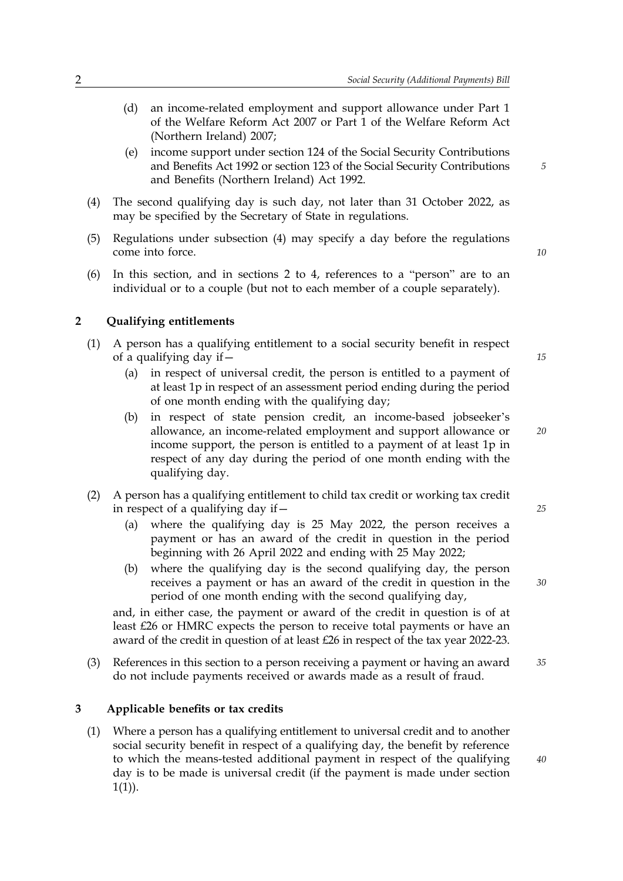(d) an income-related employment and support allowance under Part 1 of the Welfare Reform Act 2007 or Part 1 of the Welfare Reform Act (Northern Ireland) 2007;

(e) income support under section 124 of the Social Security Contributions and Benefits Act 1992 or section 123 of the Social Security Contributions and Benefits (Northern Ireland) Act 1992.

(4) The second qualifying day is such day, not later than 31 October 2022, as may be specified by the Secretary of State in regulations.

(5) Regulations under subsection (4) may specify a day before the regulations come into force.

(6) In this section, and in sections 2 to 4, references to a "person" are to an individual or to a couple (but not to each member of a couple separately).

## 2 Qualifying entitlements

(1) A person has a qualifying entitlement to a social security benefit in respect of a qualifying day if—

(a) in respect of universal credit, the person is entitled to a payment of at least 1p in respect of an assessment period ending during the period of one month ending with the qualifying day;

(b) in respect of state pension credit, an income-based jobseeker's allowance, an income-related employment and support allowance or income support, the person is entitled to a payment of at least 1p in respect of any day during the period of one month ending with the qualifying day.

(2) A person has a qualifying entitlement to child tax credit or working tax credit in respect of a qualifying day if—

(a) where the qualifying day is 25 May 2022, the person receives a payment or has an award of the credit in question in the period beginning with 26 April 2022 and ending with 25 May 2022;

(b) where the qualifying day is the second qualifying day, the person receives a payment or has an award of the credit in question in the period of one month ending with the second qualifying day,

and, in either case, the payment or award of the credit in question is of at least £26 or HMRC expects the person to receive total payments or have an award of the credit in question of at least £26 in respect of the tax year 2022-23.

(3) References in this section to a person receiving a payment or having an award do not include payments received or awards made as a result of fraud.

## 3 Applicable benefits or tax credits

(1) Where a person has a qualifying entitlement to universal credit and to another social security benefit in respect of a qualifying day, the benefit by reference to which the means-tested additional payment in respect of the qualifying day is to be made is universal credit (if the payment is made under section 1(1)).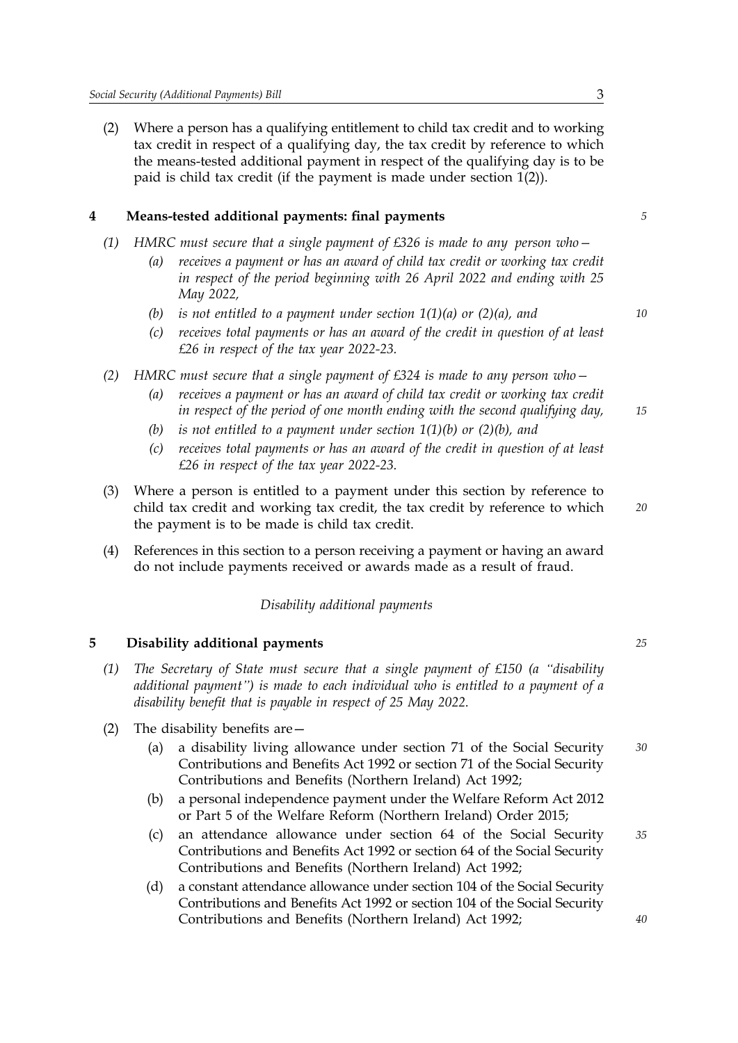(2) Where a person has a qualifying entitlement to child tax credit and to working tax credit in respect of a qualifying day, the tax credit by reference to which the means-tested additional payment in respect of the qualifying day is to be paid is child tax credit (if the payment is made under section 1(2)).

**4 Means-tested additional payments: final payments**

*(1) HMRC must secure that a single payment of £326 is made to any person who—*

*(a) receives a payment or has an award of child tax credit or working tax credit in respect of the period beginning with 26 April 2022 and ending with 25 May 2022,*

*(b) is not entitled to a payment under section 1(1)(a) or (2)(a), and*

*(c) receives total payments or has an award of the credit in question of at least £26 in respect of the tax year 2022-23.*

*(2) HMRC must secure that a single payment of £324 is made to any person who—*

*(a) receives a payment or has an award of child tax credit or working tax credit in respect of the period of one month ending with the second qualifying day,*

*(b) is not entitled to a payment under section 1(1)(b) or (2)(b), and*

*(c) receives total payments or has an award of the credit in question of at least £26 in respect of the tax year 2022-23.*

(3) Where a person is entitled to a payment under this section by reference to child tax credit and working tax credit, the tax credit by reference to which the payment is to be made is child tax credit.

(4) References in this section to a person receiving a payment or having an award do not include payments received or awards made as a result of fraud.

*Disability additional payments*

**5 Disability additional payments**

*(1) The Secretary of State must secure that a single payment of £150 (a "disability additional payment") is made to each individual who is entitled to a payment of a disability benefit that is payable in respect of 25 May 2022.*

(2) The disability benefits are—

(a) a disability living allowance under section 71 of the Social Security Contributions and Benefits Act 1992 or section 71 of the Social Security Contributions and Benefits (Northern Ireland) Act 1992;

(b) a personal independence payment under the Welfare Reform Act 2012 or Part 5 of the Welfare Reform (Northern Ireland) Order 2015;

(c) an attendance allowance under section 64 of the Social Security Contributions and Benefits Act 1992 or section 64 of the Social Security Contributions and Benefits (Northern Ireland) Act 1992;

(d) a constant attendance allowance under section 104 of the Social Security Contributions and Benefits Act 1992 or section 104 of the Social Security Contributions and Benefits (Northern Ireland) Act 1992;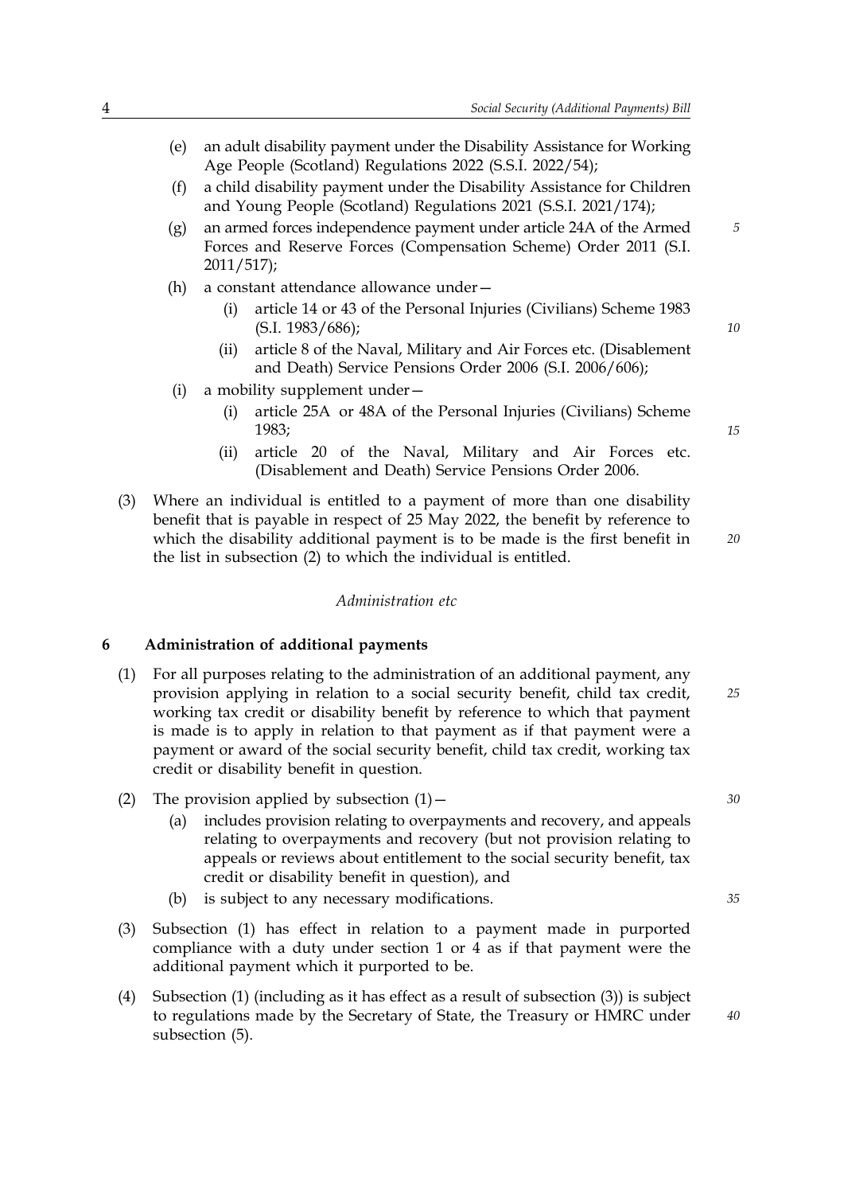(e) an adult disability payment under the Disability Assistance for Working Age People (Scotland) Regulations 2022 (S.S.I. 2022/54);

(f) a child disability payment under the Disability Assistance for Children and Young People (Scotland) Regulations 2021 (S.S.I. 2021/174);

(g) an armed forces independence payment under article 24A of the Armed Forces and Reserve Forces (Compensation Scheme) Order 2011 (S.I. 2011/517);

(h) a constant attendance allowance under—

  (i) article 14 or 43 of the Personal Injuries (Civilians) Scheme 1983 (S.I. 1983/686);

  (ii) article 8 of the Naval, Military and Air Forces etc. (Disablement and Death) Service Pensions Order 2006 (S.I. 2006/606);

(i) a mobility supplement under—

  (i) article 25A or 48A of the Personal Injuries (Civilians) Scheme 1983;

  (ii) article 20 of the Naval, Military and Air Forces etc. (Disablement and Death) Service Pensions Order 2006.

(3) Where an individual is entitled to a payment of more than one disability benefit that is payable in respect of 25 May 2022, the benefit by reference to which the disability additional payment is to be made is the first benefit in the list in subsection (2) to which the individual is entitled.

*Administration etc*

## 6 Administration of additional payments

(1) For all purposes relating to the administration of an additional payment, any provision applying in relation to a social security benefit, child tax credit, working tax credit or disability benefit by reference to which that payment is made is to apply in relation to that payment as if that payment were a payment or award of the social security benefit, child tax credit, working tax credit or disability benefit in question.

(2) The provision applied by subsection (1)—

  (a) includes provision relating to overpayments and recovery, and appeals relating to overpayments and recovery (but not provision relating to appeals or reviews about entitlement to the social security benefit, tax credit or disability benefit in question), and

  (b) is subject to any necessary modifications.

(3) Subsection (1) has effect in relation to a payment made in purported compliance with a duty under section 1 or 4 as if that payment were the additional payment which it purported to be.

(4) Subsection (1) (including as it has effect as a result of subsection (3)) is subject to regulations made by the Secretary of State, the Treasury or HMRC under subsection (5).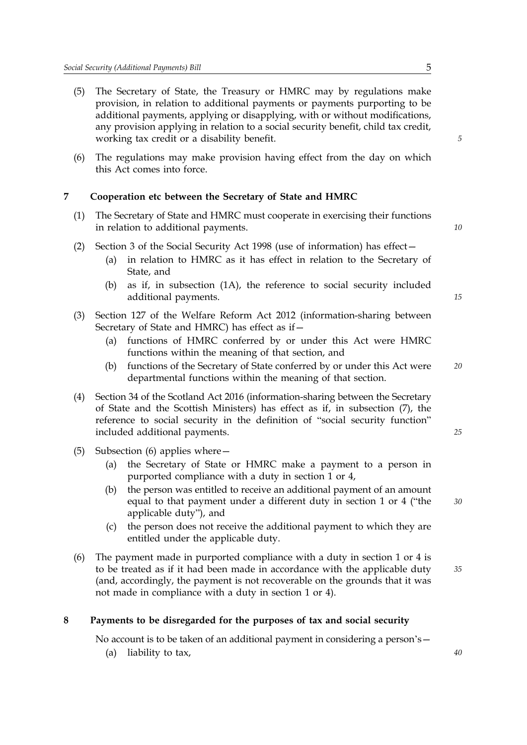(5) The Secretary of State, the Treasury or HMRC may by regulations make provision, in relation to additional payments or payments purporting to be additional payments, applying or disapplying, with or without modifications, any provision applying in relation to a social security benefit, child tax credit, working tax credit or a disability benefit.

(6) The regulations may make provision having effect from the day on which this Act comes into force.

## 7 Cooperation etc between the Secretary of State and HMRC

(1) The Secretary of State and HMRC must cooperate in exercising their functions in relation to additional payments.

(2) Section 3 of the Social Security Act 1998 (use of information) has effect—

- (a) in relation to HMRC as it has effect in relation to the Secretary of State, and
- (b) as if, in subsection (1A), the reference to social security included additional payments.

(3) Section 127 of the Welfare Reform Act 2012 (information-sharing between Secretary of State and HMRC) has effect as if—

- (a) functions of HMRC conferred by or under this Act were HMRC functions within the meaning of that section, and
- (b) functions of the Secretary of State conferred by or under this Act were departmental functions within the meaning of that section.

(4) Section 34 of the Scotland Act 2016 (information-sharing between the Secretary of State and the Scottish Ministers) has effect as if, in subsection (7), the reference to social security in the definition of "social security function" included additional payments.

(5) Subsection (6) applies where—

- (a) the Secretary of State or HMRC make a payment to a person in purported compliance with a duty in section 1 or 4,
- (b) the person was entitled to receive an additional payment of an amount equal to that payment under a different duty in section 1 or 4 ("the applicable duty"), and
- (c) the person does not receive the additional payment to which they are entitled under the applicable duty.

(6) The payment made in purported compliance with a duty in section 1 or 4 is to be treated as if it had been made in accordance with the applicable duty (and, accordingly, the payment is not recoverable on the grounds that it was not made in compliance with a duty in section 1 or 4).

## 8 Payments to be disregarded for the purposes of tax and social security

No account is to be taken of an additional payment in considering a person's—

- (a) liability to tax,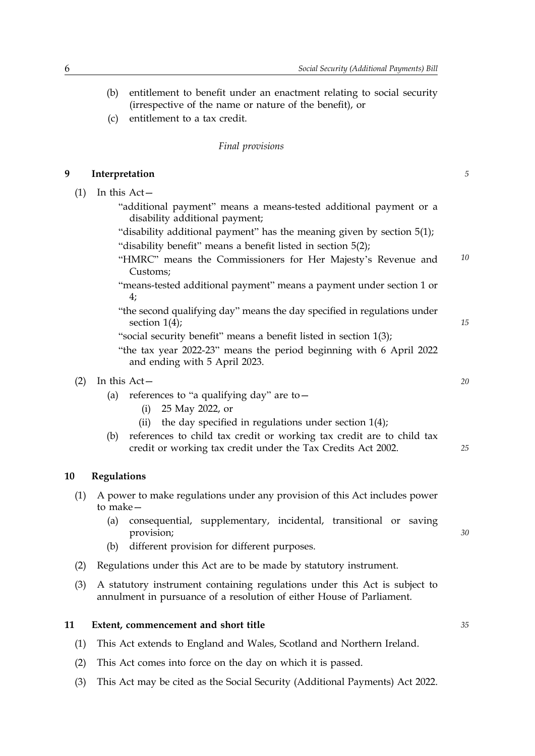(b) entitlement to benefit under an enactment relating to social security (irrespective of the name or nature of the benefit), or

(c) entitlement to a tax credit.

*Final provisions*

## 9 Interpretation

(1) In this Act—

"additional payment" means a means-tested additional payment or a disability additional payment;

"disability additional payment" has the meaning given by section 5(1);

"disability benefit" means a benefit listed in section 5(2);

"HMRC" means the Commissioners for Her Majesty's Revenue and Customs;

"means-tested additional payment" means a payment under section 1 or 4;

"the second qualifying day" means the day specified in regulations under section 1(4);

"social security benefit" means a benefit listed in section 1(3);

"the tax year 2022-23" means the period beginning with 6 April 2022 and ending with 5 April 2023.

(2) In this Act—

(a) references to "a qualifying day" are to—

(i) 25 May 2022, or

(ii) the day specified in regulations under section 1(4);

(b) references to child tax credit or working tax credit are to child tax credit or working tax credit under the Tax Credits Act 2002.

## 10 Regulations

(1) A power to make regulations under any provision of this Act includes power to make—

(a) consequential, supplementary, incidental, transitional or saving provision;

(b) different provision for different purposes.

(2) Regulations under this Act are to be made by statutory instrument.

(3) A statutory instrument containing regulations under this Act is subject to annulment in pursuance of a resolution of either House of Parliament.

## 11 Extent, commencement and short title

(1) This Act extends to England and Wales, Scotland and Northern Ireland.

(2) This Act comes into force on the day on which it is passed.

(3) This Act may be cited as the Social Security (Additional Payments) Act 2022.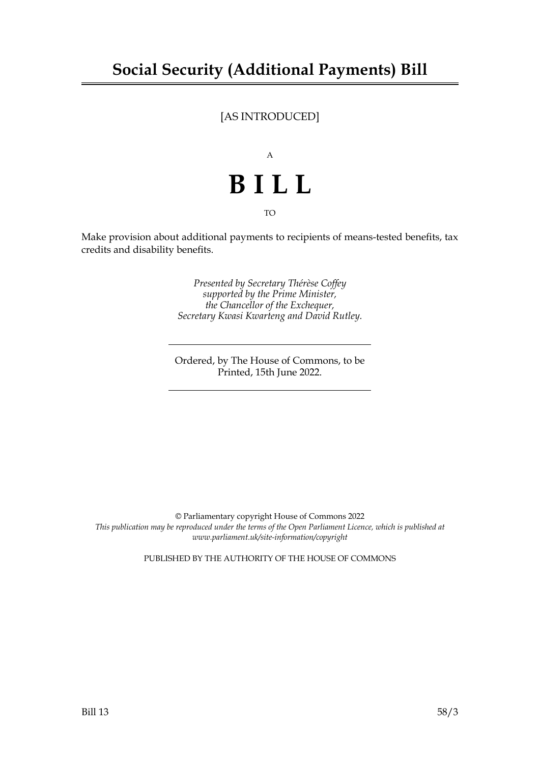# Social Security (Additional Payments) Bill

[AS INTRODUCED]

A

# B I L L

TO

Make provision about additional payments to recipients of means-tested benefits, tax credits and disability benefits.

*Presented by Secretary Thérèse Coffey supported by the Prime Minister, the Chancellor of the Exchequer, Secretary Kwasi Kwarteng and David Rutley.*

---

Ordered, by The House of Commons, to be Printed, 15th June 2022.

---

© Parliamentary copyright House of Commons 2022
*This publication may be reproduced under the terms of the Open Parliament Licence, which is published at www.parliament.uk/site-information/copyright*

PUBLISHED BY THE AUTHORITY OF THE HOUSE OF COMMONS

Bill 13 58/3